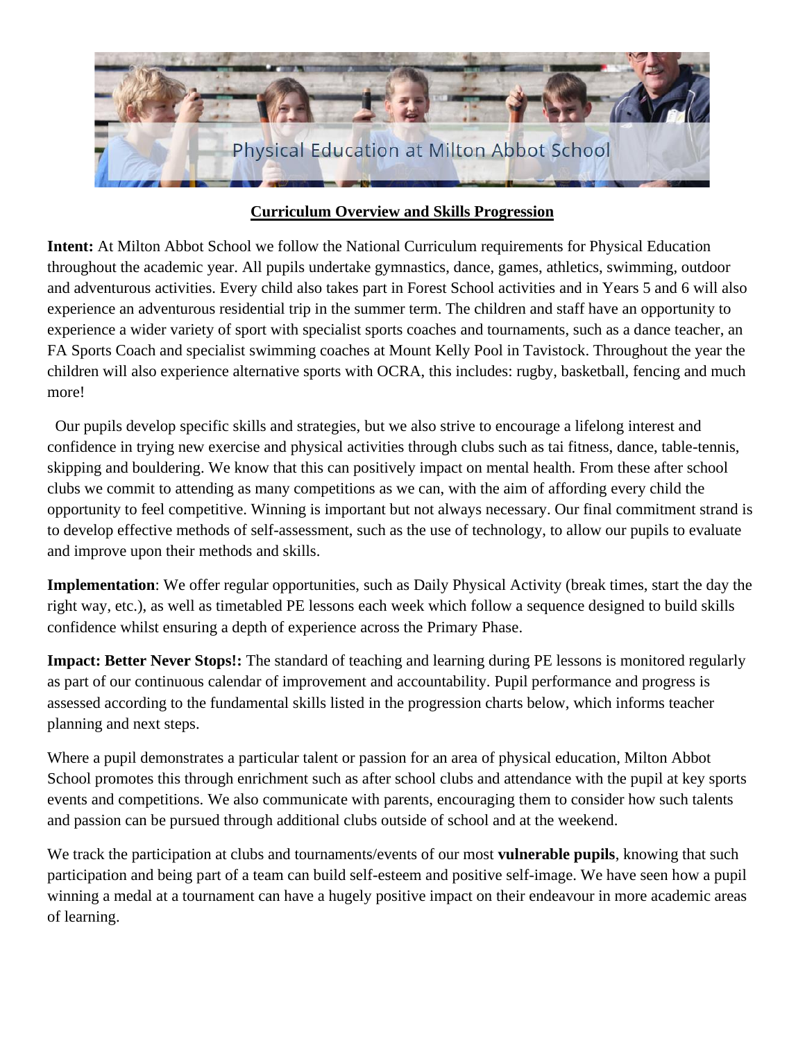# Physical Education at Milton Abbot School

## Curriculum Overview and Skills Progression

**Intent:** At Milton Abbot School we follow the National Curriculum requirements for Physical Education throughout the academic year. All pupils undertake gymnastics, dance, games, athletics, swimming, outdoor and adventurous activities. Every child also takes part in Forest School activities and in Years 5 and 6 will also experience an adventurous residential trip in the summer term. The children and staff have an opportunity to experience a wider variety of sport with specialist sports coaches and tournaments, such as a dance teacher, an FA Sports Coach and specialist swimming coaches at Mount Kelly Pool in Tavistock. Throughout the year the children will also experience alternative sports with OCRA, this includes: rugby, basketball, fencing and much more!

Our pupils develop specific skills and strategies, but we also strive to encourage a lifelong interest and confidence in trying new exercise and physical activities through clubs such as tai fitness, dance, table-tennis, skipping and bouldering. We know that this can positively impact on mental health. From these after school clubs we commit to attending as many competitions as we can, with the aim of affording every child the opportunity to feel competitive. Winning is important but not always necessary. Our final commitment strand is to develop effective methods of self-assessment, such as the use of technology, to allow our pupils to evaluate and improve upon their methods and skills.

**Implementation**: We offer regular opportunities, such as Daily Physical Activity (break times, start the day the right way, etc.), as well as timetabled PE lessons each week which follow a sequence designed to build skills confidence whilst ensuring a depth of experience across the Primary Phase.

**Impact: Better Never Stops!:** The standard of teaching and learning during PE lessons is monitored regularly as part of our continuous calendar of improvement and accountability. Pupil performance and progress is assessed according to the fundamental skills listed in the progression charts below, which informs teacher planning and next steps.

Where a pupil demonstrates a particular talent or passion for an area of physical education, Milton Abbot School promotes this through enrichment such as after school clubs and attendance with the pupil at key sports events and competitions. We also communicate with parents, encouraging them to consider how such talents and passion can be pursued through additional clubs outside of school and at the weekend.

We track the participation at clubs and tournaments/events of our most **vulnerable pupils**, knowing that such participation and being part of a team can build self-esteem and positive self-image. We have seen how a pupil winning a medal at a tournament can have a hugely positive impact on their endeavour in more academic areas of learning.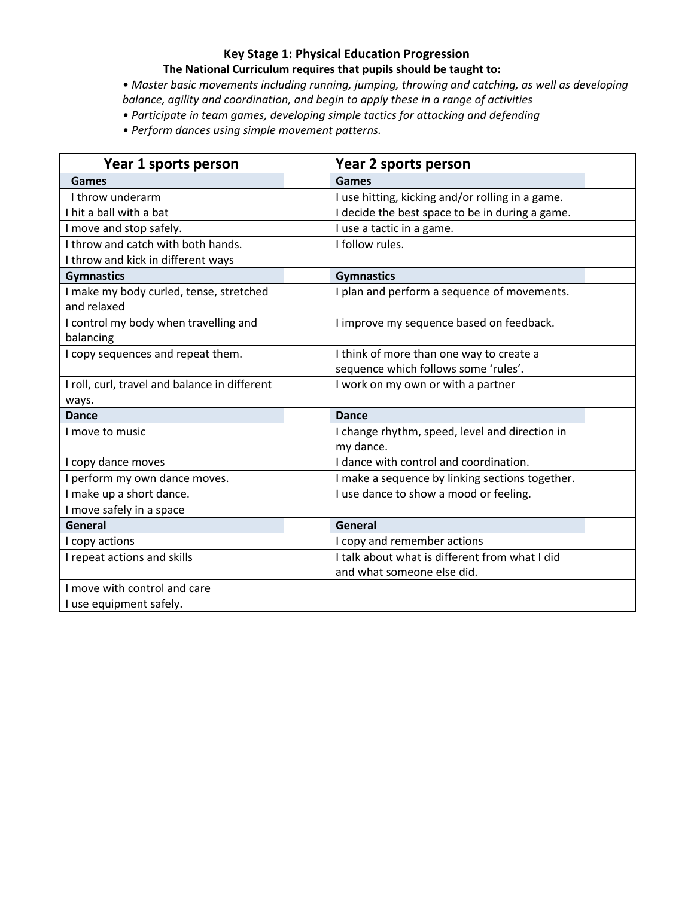**Key Stage 1: Physical Education Progression**

**The National Curriculum requires that pupils should be taught to:**

- *Master basic movements including running, jumping, throwing and catching, as well as developing balance, agility and coordination, and begin to apply these in a range of activities*
- *Participate in team games, developing simple tactics for attacking and defending*
- *Perform dances using simple movement patterns.*

| Year 1 sports person | | Year 2 sports person | |
|---|---|---|---|
| **Games** | | **Games** | |
| I throw underarm | | I use hitting, kicking and/or rolling in a game. | |
| I hit a ball with a bat | | I decide the best space to be in during a game. | |
| I move and stop safely. | | I use a tactic in a game. | |
| I throw and catch with both hands. | | I follow rules. | |
| I throw and kick in different ways | | | |
| **Gymnastics** | | **Gymnastics** | |
| I make my body curled, tense, stretched and relaxed | | I plan and perform a sequence of movements. | |
| I control my body when travelling and balancing | | I improve my sequence based on feedback. | |
| I copy sequences and repeat them. | | I think of more than one way to create a sequence which follows some 'rules'. | |
| I roll, curl, travel and balance in different ways. | | I work on my own or with a partner | |
| **Dance** | | **Dance** | |
| I move to music | | I change rhythm, speed, level and direction in my dance. | |
| I copy dance moves | | I dance with control and coordination. | |
| I perform my own dance moves. | | I make a sequence by linking sections together. | |
| I make up a short dance. | | I use dance to show a mood or feeling. | |
| I move safely in a space | | | |
| **General** | | **General** | |
| I copy actions | | I copy and remember actions | |
| I repeat actions and skills | | I talk about what is different from what I did and what someone else did. | |
| I move with control and care | | | |
| I use equipment safely. | | | |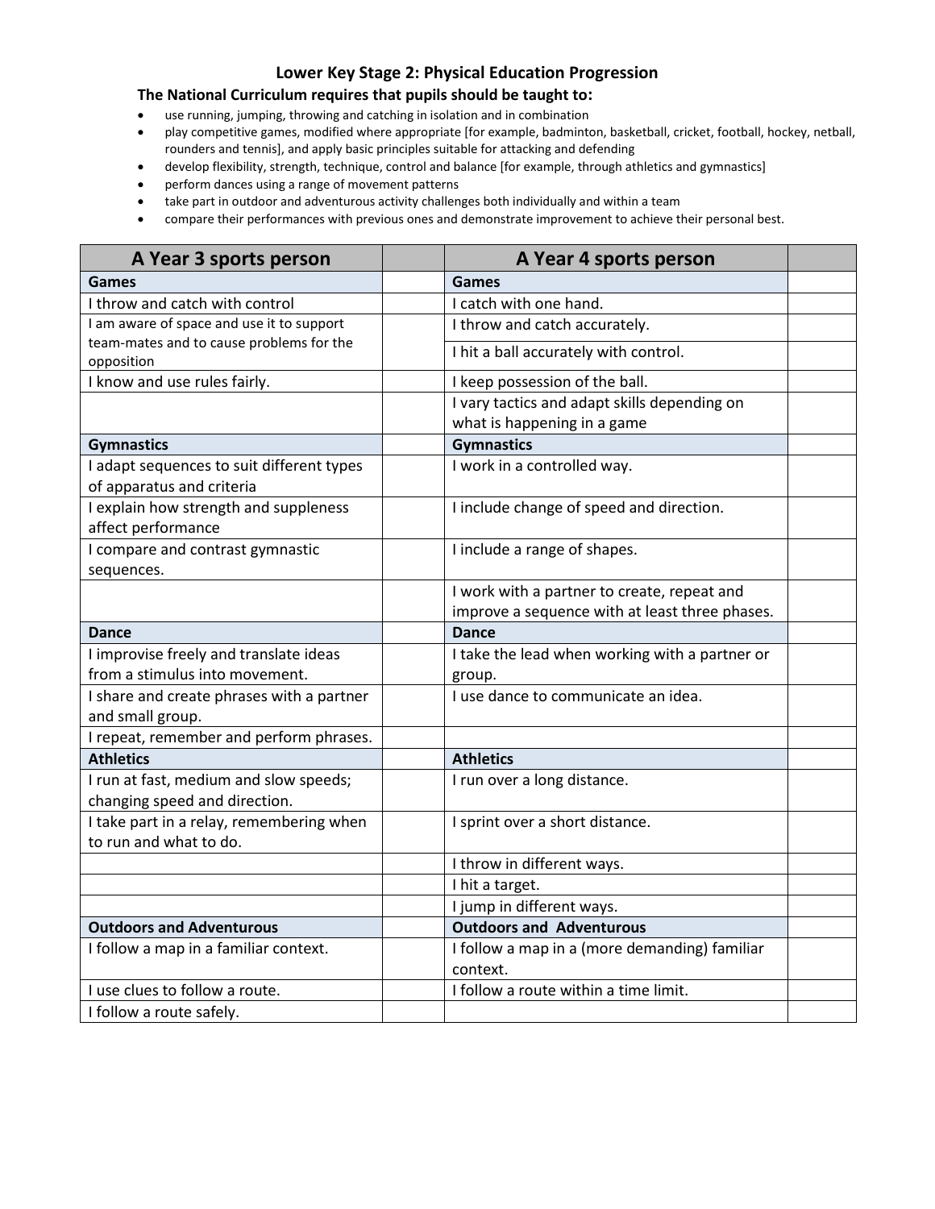## Lower Key Stage 2: Physical Education Progression

**The National Curriculum requires that pupils should be taught to:**

- use running, jumping, throwing and catching in isolation and in combination
- play competitive games, modified where appropriate [for example, badminton, basketball, cricket, football, hockey, netball, rounders and tennis], and apply basic principles suitable for attacking and defending
- develop flexibility, strength, technique, control and balance [for example, through athletics and gymnastics]
- perform dances using a range of movement patterns
- take part in outdoor and adventurous activity challenges both individually and within a team
- compare their performances with previous ones and demonstrate improvement to achieve their personal best.

| A Year 3 sports person | | A Year 4 sports person | |
|---|---|---|---|
| **Games** | | **Games** | |
| I throw and catch with control | | I catch with one hand. | |
| I am aware of space and use it to support team-mates and to cause problems for the opposition | | I throw and catch accurately. | |
| | | I hit a ball accurately with control. | |
| I know and use rules fairly. | | I keep possession of the ball. | |
| | | I vary tactics and adapt skills depending on what is happening in a game | |
| **Gymnastics** | | **Gymnastics** | |
| I adapt sequences to suit different types of apparatus and criteria | | I work in a controlled way. | |
| I explain how strength and suppleness affect performance | | I include change of speed and direction. | |
| I compare and contrast gymnastic sequences. | | I include a range of shapes. | |
| | | I work with a partner to create, repeat and improve a sequence with at least three phases. | |
| **Dance** | | **Dance** | |
| I improvise freely and translate ideas from a stimulus into movement. | | I take the lead when working with a partner or group. | |
| I share and create phrases with a partner and small group. | | I use dance to communicate an idea. | |
| I repeat, remember and perform phrases. | | | |
| **Athletics** | | **Athletics** | |
| I run at fast, medium and slow speeds; changing speed and direction. | | I run over a long distance. | |
| I take part in a relay, remembering when to run and what to do. | | I sprint over a short distance. | |
| | | I throw in different ways. | |
| | | I hit a target. | |
| | | I jump in different ways. | |
| **Outdoors and Adventurous** | | **Outdoors and Adventurous** | |
| I follow a map in a familiar context. | | I follow a map in a (more demanding) familiar context. | |
| I use clues to follow a route. | | I follow a route within a time limit. | |
| I follow a route safely. | | | |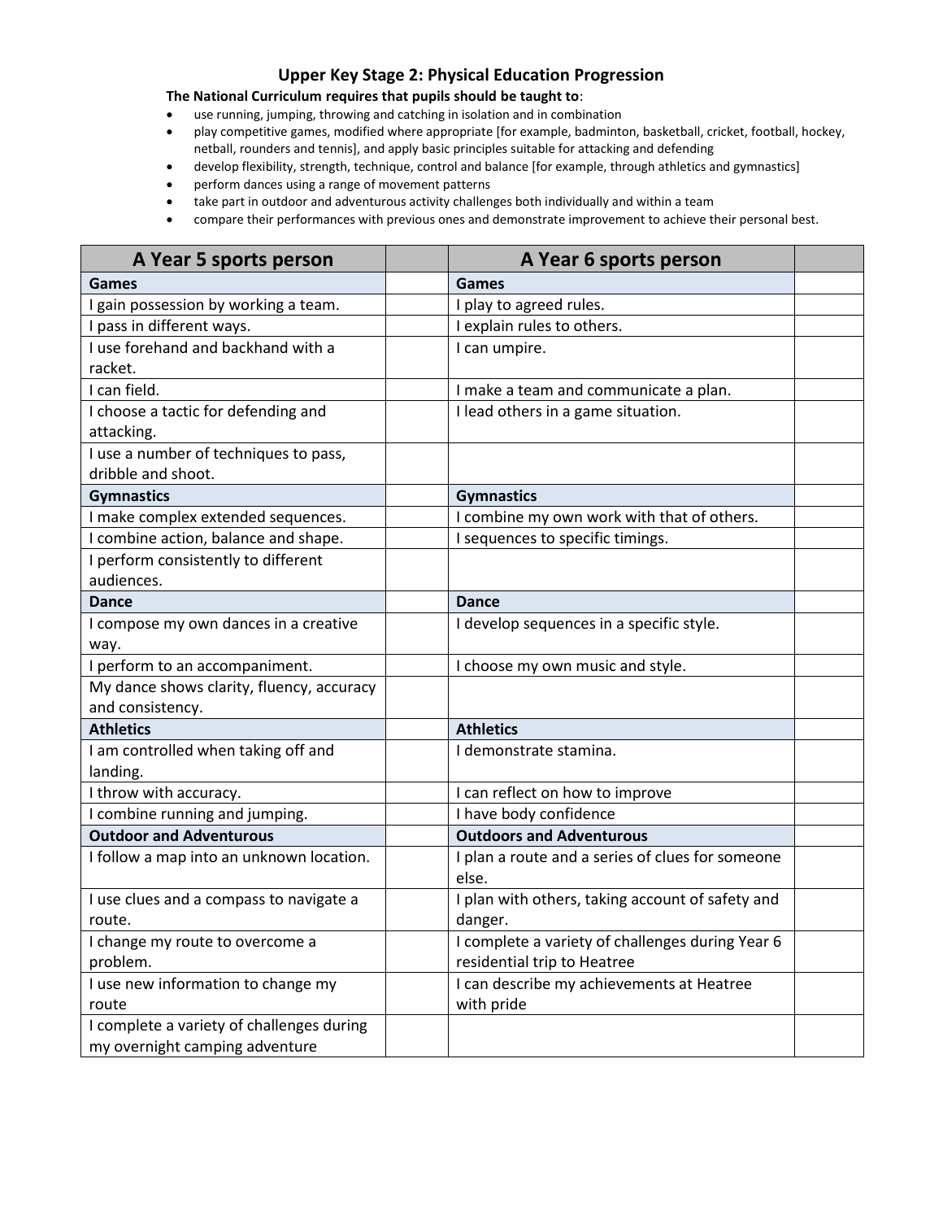# Upper Key Stage 2: Physical Education Progression

**The National Curriculum requires that pupils should be taught to**:

- use running, jumping, throwing and catching in isolation and in combination
- play competitive games, modified where appropriate [for example, badminton, basketball, cricket, football, hockey, netball, rounders and tennis], and apply basic principles suitable for attacking and defending
- develop flexibility, strength, technique, control and balance [for example, through athletics and gymnastics]
- perform dances using a range of movement patterns
- take part in outdoor and adventurous activity challenges both individually and within a team
- compare their performances with previous ones and demonstrate improvement to achieve their personal best.

| A Year 5 sports person | | A Year 6 sports person | |
|---|---|---|---|
| **Games** | | **Games** | |
| I gain possession by working a team. | | I play to agreed rules. | |
| I pass in different ways. | | I explain rules to others. | |
| I use forehand and backhand with a racket. | | I can umpire. | |
| I can field. | | I make a team and communicate a plan. | |
| I choose a tactic for defending and attacking. | | I lead others in a game situation. | |
| I use a number of techniques to pass, dribble and shoot. | | | |
| **Gymnastics** | | **Gymnastics** | |
| I make complex extended sequences. | | I combine my own work with that of others. | |
| I combine action, balance and shape. | | I sequences to specific timings. | |
| I perform consistently to different audiences. | | | |
| **Dance** | | **Dance** | |
| I compose my own dances in a creative way. | | I develop sequences in a specific style. | |
| I perform to an accompaniment. | | I choose my own music and style. | |
| My dance shows clarity, fluency, accuracy and consistency. | | | |
| **Athletics** | | **Athletics** | |
| I am controlled when taking off and landing. | | I demonstrate stamina. | |
| I throw with accuracy. | | I can reflect on how to improve | |
| I combine running and jumping. | | I have body confidence | |
| **Outdoor and Adventurous** | | **Outdoors and Adventurous** | |
| I follow a map into an unknown location. | | I plan a route and a series of clues for someone else. | |
| I use clues and a compass to navigate a route. | | I plan with others, taking account of safety and danger. | |
| I change my route to overcome a problem. | | I complete a variety of challenges during Year 6 residential trip to Heatree | |
| I use new information to change my route | | I can describe my achievements at Heatree with pride | |
| I complete a variety of challenges during my overnight camping adventure | | | |